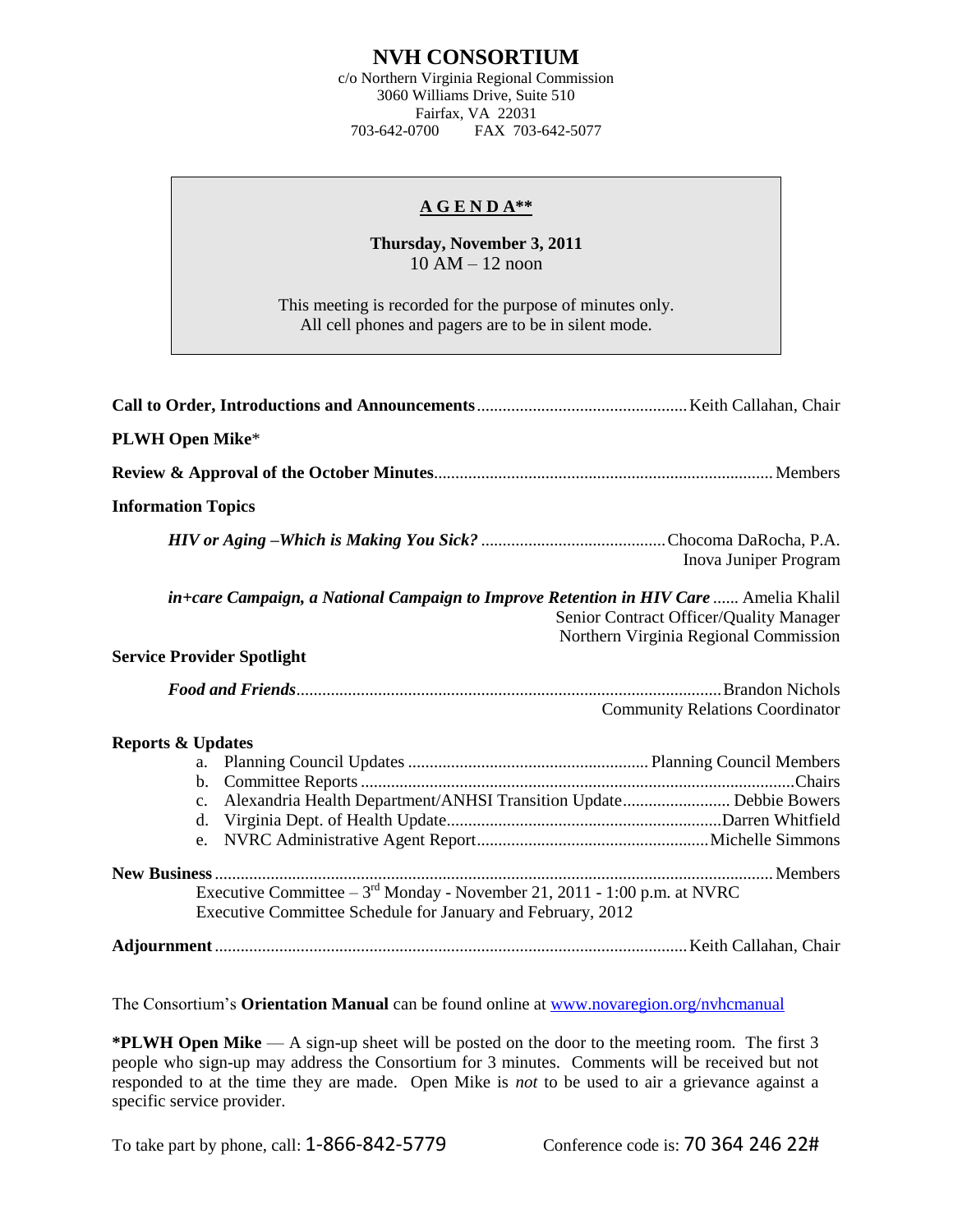# NVH CONSORTIUM

c/o Northern Virginia Regional Commission
3060 Williams Drive, Suite 510
Fairfax, VA 22031
703-642-0700 FAX 703-642-5077

## A G E N D A**

**Thursday, November 3, 2011**
10 AM – 12 noon

This meeting is recorded for the purpose of minutes only.
All cell phones and pagers are to be in silent mode.

**Call to Order, Introductions and Announcements**........................................ Keith Callahan, Chair

**PLWH Open Mike***

**Review & Approval of the October Minutes**........................................ Members

**Information Topics**

*HIV or Aging –Which is Making You Sick?* ........................................ Chocoma DaRocha, P.A.
Inova Juniper Program

*in+care Campaign, a National Campaign to Improve Retention in HIV Care* ...... Amelia Khalil
Senior Contract Officer/Quality Manager
Northern Virginia Regional Commission

**Service Provider Spotlight**

*Food and Friends*........................................ Brandon Nichols
Community Relations Coordinator

**Reports & Updates**

a. Planning Council Updates ........................................ Planning Council Members
b. Committee Reports ........................................ Chairs
c. Alexandria Health Department/ANHSI Transition Update........................ Debbie Bowers
d. Virginia Dept. of Health Update........................................ Darren Whitfield
e. NVRC Administrative Agent Report........................................ Michelle Simmons

**New Business**........................................ Members

Executive Committee – 3rd Monday - November 21, 2011 - 1:00 p.m. at NVRC
Executive Committee Schedule for January and February, 2012

**Adjournment**........................................ Keith Callahan, Chair

The Consortium's **Orientation Manual** can be found online at www.novaregion.org/nvhcmanual

***PLWH Open Mike** — A sign-up sheet will be posted on the door to the meeting room. The first 3 people who sign-up may address the Consortium for 3 minutes. Comments will be received but not responded to at the time they are made. Open Mike is *not* to be used to air a grievance against a specific service provider.

To take part by phone, call: 1-866-842-5779 Conference code is: 70 364 246 22#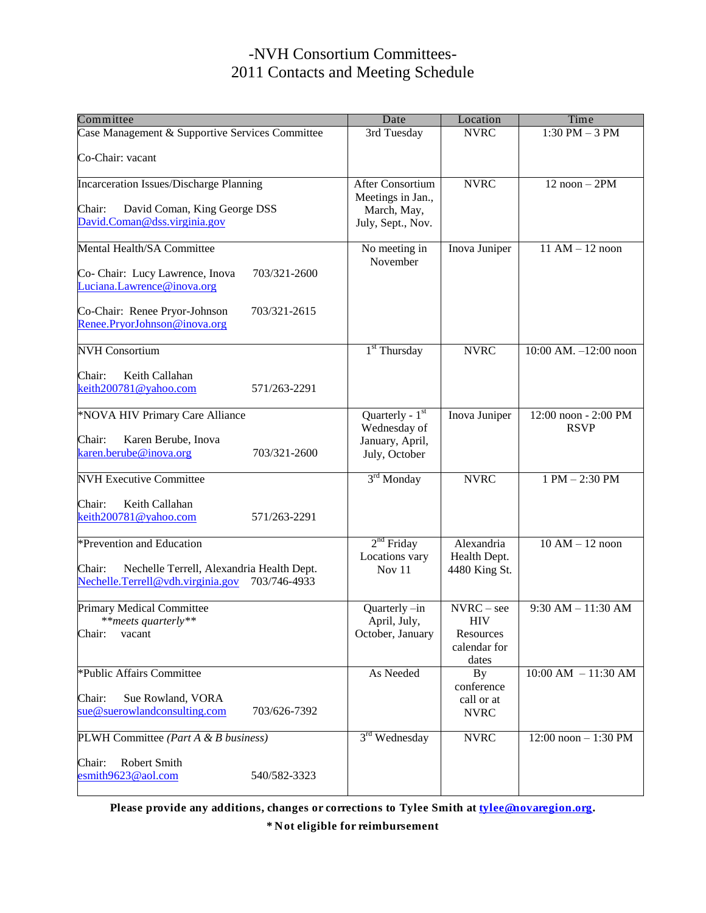# -NVH Consortium Committees-
# 2011 Contacts and Meeting Schedule

| Committee | Date | Location | Time |
|---|---|---|---|
| Case Management & Supportive Services Committee<br><br>Co-Chair: vacant | 3rd Tuesday | NVRC | 1:30 PM – 3 PM |
| Incarceration Issues/Discharge Planning<br><br>Chair: David Coman, King George DSS<br>David.Coman@dss.virginia.gov | After Consortium Meetings in Jan., March, May, July, Sept., Nov. | NVRC | 12 noon – 2PM |
| Mental Health/SA Committee<br><br>Co- Chair: Lucy Lawrence, Inova 703/321-2600<br>Luciana.Lawrence@inova.org<br><br>Co-Chair: Renee Pryor-Johnson 703/321-2615<br>Renee.PryorJohnson@inova.org | No meeting in November | Inova Juniper | 11 AM – 12 noon |
| NVH Consortium<br><br>Chair: Keith Callahan<br>keith200781@yahoo.com 571/263-2291 | 1st Thursday | NVRC | 10:00 AM. –12:00 noon |
| *NOVA HIV Primary Care Alliance<br><br>Chair: Karen Berube, Inova<br>karen.berube@inova.org 703/321-2600 | Quarterly - 1st Wednesday of January, April, July, October | Inova Juniper | 12:00 noon - 2:00 PM RSVP |
| NVH Executive Committee<br><br>Chair: Keith Callahan<br>keith200781@yahoo.com 571/263-2291 | 3rd Monday | NVRC | 1 PM – 2:30 PM |
| *Prevention and Education<br><br>Chair: Nechelle Terrell, Alexandria Health Dept.<br>Nechelle.Terrell@vdh.virginia.gov 703/746-4933 | 2nd Friday Locations vary Nov 11 | Alexandria Health Dept. 4480 King St. | 10 AM – 12 noon |
| Primary Medical Committee<br>*\*meets quarterly\*\**<br>Chair: vacant | Quarterly –in April, July, October, January | NVRC – see HIV Resources calendar for dates | 9:30 AM – 11:30 AM |
| *Public Affairs Committee<br><br>Chair: Sue Rowland, VORA<br>sue@suerowlandconsulting.com 703/626-7392 | As Needed | By conference call or at NVRC | 10:00 AM – 11:30 AM |
| PLWH Committee *(Part A & B business)*<br><br>Chair: Robert Smith<br>esmith9623@aol.com 540/582-3323 | 3rd Wednesday | NVRC | 12:00 noon – 1:30 PM |

**Please provide any additions, changes or corrections to Tylee Smith at tylee@novaregion.org.**

**\* Not eligible for reimbursement**